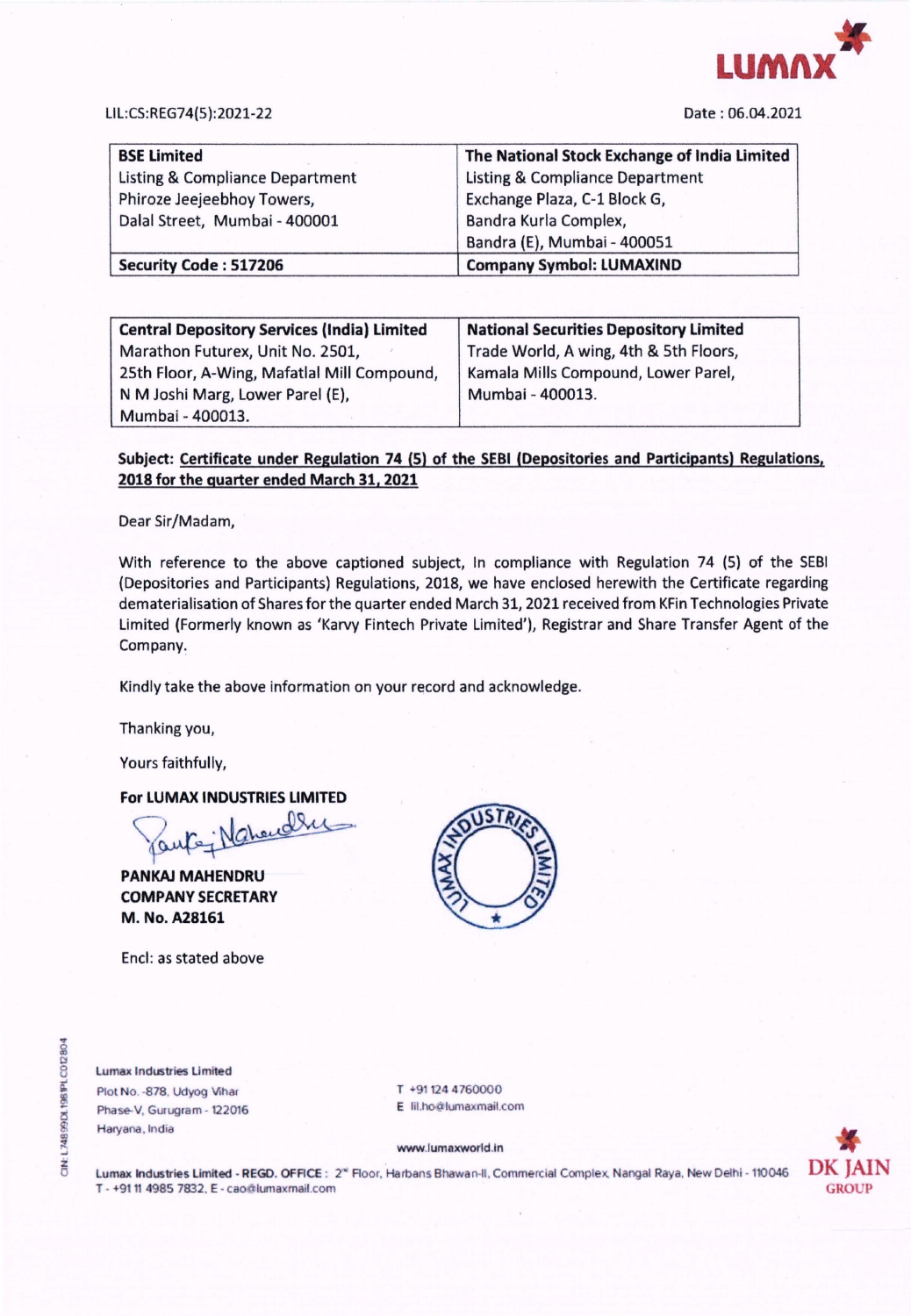LIL:CS:REG74(5):2021-22

Date : 06.04.2021

| **BSE Limited**<br>Listing & Compliance Department<br>Phiroze Jeejeebhoy Towers,<br>Dalal Street, Mumbai - 400001 | **The National Stock Exchange of India Limited**<br>Listing & Compliance Department<br>Exchange Plaza, C-1 Block G,<br>Bandra Kurla Complex,<br>Bandra (E), Mumbai - 400051 |
|---|---|
| **Security Code : 517206** | **Company Symbol: LUMAXIND** |

| **Central Depository Services (India) Limited**<br>Marathon Futurex, Unit No. 2501,<br>25th Floor, A-Wing, Mafatlal Mill Compound,<br>N M Joshi Marg, Lower Parel (E),<br>Mumbai - 400013. | **National Securities Depository Limited**<br>Trade World, A wing, 4th & 5th Floors,<br>Kamala Mills Compound, Lower Parel,<br>Mumbai - 400013. |
|---|---|

**Subject: Certificate under Regulation 74 (5) of the SEBI (Depositories and Participants) Regulations, 2018 for the quarter ended March 31, 2021**

Dear Sir/Madam,

With reference to the above captioned subject, In compliance with Regulation 74 (5) of the SEBI (Depositories and Participants) Regulations, 2018, we have enclosed herewith the Certificate regarding dematerialisation of Shares for the quarter ended March 31, 2021 received from KFin Technologies Private Limited (Formerly known as 'Karvy Fintech Private Limited'), Registrar and Share Transfer Agent of the Company.

Kindly take the above information on your record and acknowledge.

Thanking you,

Yours faithfully,

**For LUMAX INDUSTRIES LIMITED**

**PANKAJ MAHENDRU**
**COMPANY SECRETARY**
**M. No. A28161**

Encl: as stated above

Lumax Industries Limited
Plot No. -878, Udyog Vihar
Phase-V, Gurugram - 122016
Haryana, India

T +91 124 4760000
E lil.ho@lumaxmail.com

www.lumaxworld.in

Lumax Industries Limited - REGD. OFFICE : 2nd Floor, Harbans Bhawan-II, Commercial Complex, Nangal Raya, New Delhi - 110046
T - +91 11 4985 7832, E - cao@lumaxmail.com

CIN: L74899DL1981PLC012804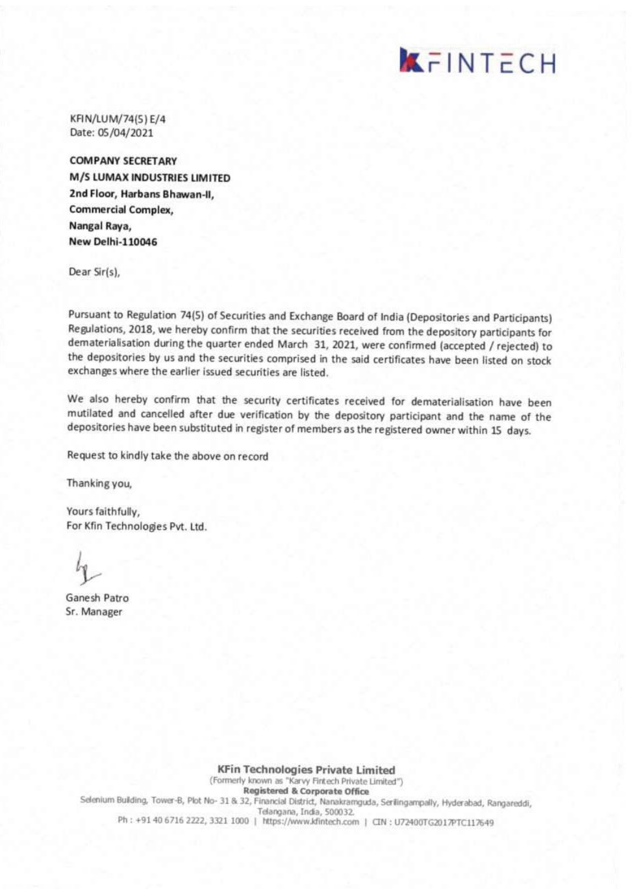KFINTECH

KFIN/LUM/74(5) E/4
Date: 05/04/2021

**COMPANY SECRETARY**
**M/S LUMAX INDUSTRIES LIMITED**
**2nd Floor, Harbans Bhawan-II,**
**Commercial Complex,**
**Nangal Raya,**
**New Delhi-110046**

Dear Sir(s),

Pursuant to Regulation 74(5) of Securities and Exchange Board of India (Depositories and Participants) Regulations, 2018, we hereby confirm that the securities received from the depository participants for dematerialisation during the quarter ended March 31, 2021, were confirmed (accepted / rejected) to the depositories by us and the securities comprised in the said certificates have been listed on stock exchanges where the earlier issued securities are listed.

We also hereby confirm that the security certificates received for dematerialisation have been mutilated and cancelled after due verification by the depository participant and the name of the depositories have been substituted in register of members as the registered owner within 15 days.

Request to kindly take the above on record

Thanking you,

Yours faithfully,
For Kfin Technologies Pvt. Ltd.

Ganesh Patro
Sr. Manager

**KFin Technologies Private Limited**
(Formerly known as "Karvy Fintech Private Limited")
**Registered & Corporate Office**
Selenium Building, Tower-B, Plot No- 31 & 32, Financial District, Nanakramguda, Serilingampally, Hyderabad, Rangareddi, Telangana, India, 500032.
Ph : +91 40 6716 2222, 3321 1000 | https://www.kfintech.com | CIN : U72400TG2017PTC117649